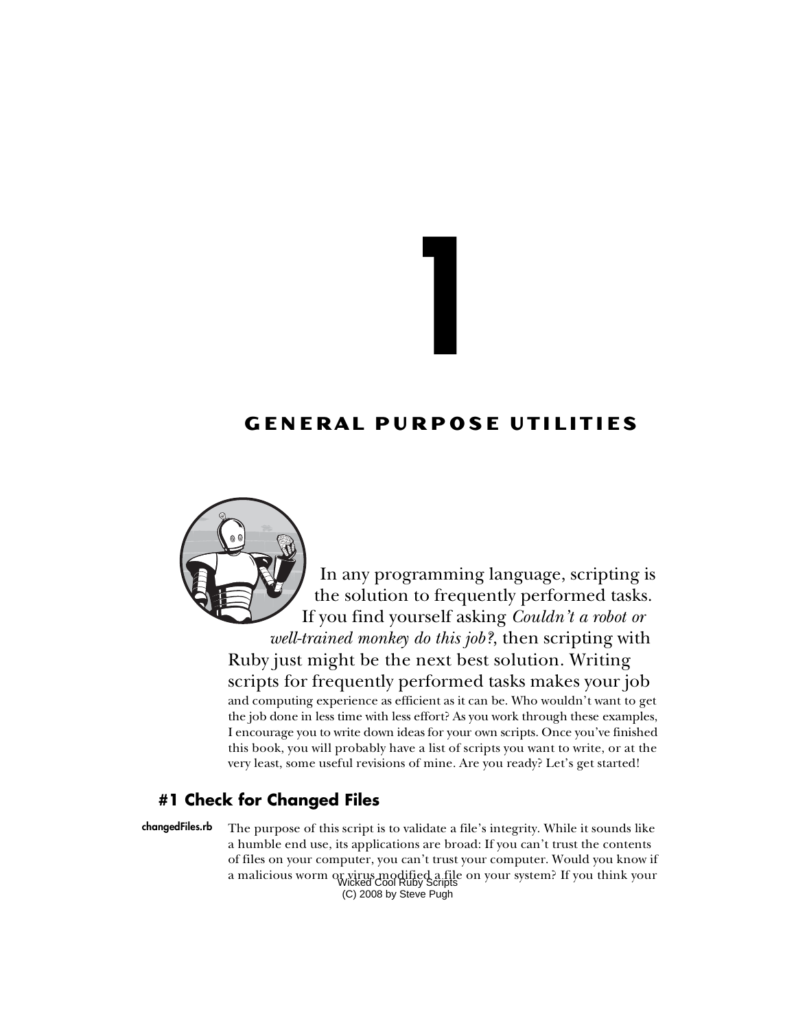# 1

## GENERAL PURPOSE UTILITIES

In any programming language, scripting is the solution to frequently performed tasks. If you find yourself asking *Couldn't a robot or well-trained monkey do this job?*, then scripting with Ruby just might be the next best solution. Writing scripts for frequently performed tasks makes your job and computing experience as efficient as it can be. Who wouldn't want to get the job done in less time with less effort? As you work through these examples, I encourage you to write down ideas for your own scripts. Once you've finished this book, you will probably have a list of scripts you want to write, or at the very least, some useful revisions of mine. Are you ready? Let's get started!

### #1 Check for Changed Files

**changedFiles.rb**

The purpose of this script is to validate a file's integrity. While it sounds like a humble end use, its applications are broad: If you can't trust the contents of files on your computer, you can't trust your computer. Would you know if a malicious worm or virus modified a file on your system? If you think your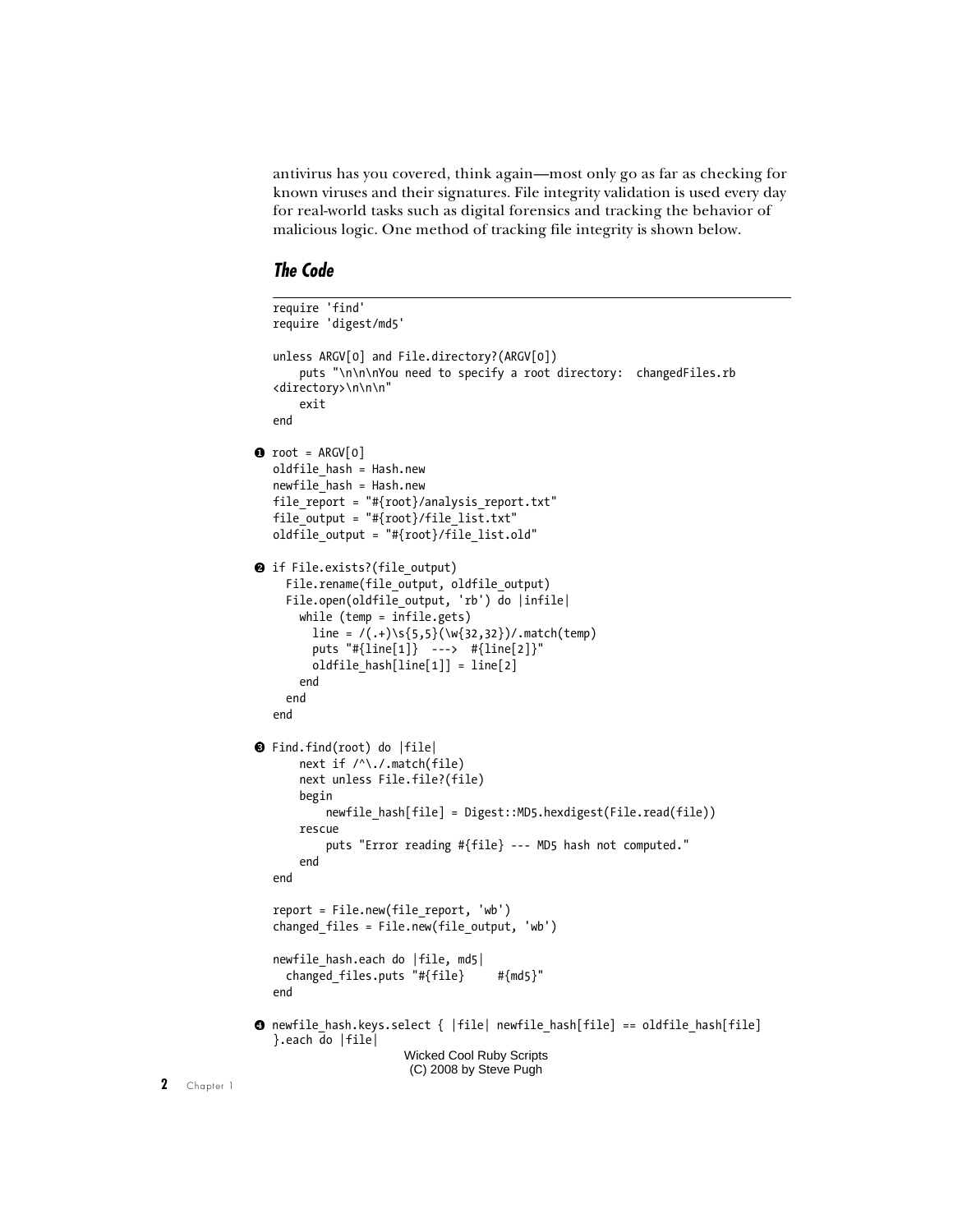antivirus has you covered, think again—most only go as far as checking for known viruses and their signatures. File integrity validation is used every day for real-world tasks such as digital forensics and tracking the behavior of malicious logic. One method of tracking file integrity is shown below.

### The Code

```
require 'find'
require 'digest/md5'

unless ARGV[0] and File.directory?(ARGV[0])
    puts "\n\n\nYou need to specify a root directory:  changedFiles.rb
<directory>\n\n\n"
    exit
end

❶ root = ARGV[0]
oldfile_hash = Hash.new
newfile_hash = Hash.new
file_report = "#{root}/analysis_report.txt"
file_output = "#{root}/file_list.txt"
oldfile_output = "#{root}/file_list.old"

❷ if File.exists?(file_output)
  File.rename(file_output, oldfile_output)
  File.open(oldfile_output, 'rb') do |infile|
    while (temp = infile.gets)
      line = /(.+)\s{5,5}(\w{32,32})/.match(temp)
      puts "#{line[1]}  --->  #{line[2]}"
      oldfile_hash[line[1]] = line[2]
    end
  end
end

❸ Find.find(root) do |file|
    next if /^\./.match(file)
    next unless File.file?(file)
    begin
        newfile_hash[file] = Digest::MD5.hexdigest(File.read(file))
    rescue
        puts "Error reading #{file} --- MD5 hash not computed."
    end
end

report = File.new(file_report, 'wb')
changed_files = File.new(file_output, 'wb')

newfile_hash.each do |file, md5|
  changed_files.puts "#{file}     #{md5}"
end

❹ newfile_hash.keys.select { |file| newfile_hash[file] == oldfile_hash[file]
}.each do |file|
```

Wicked Cool Ruby Scripts
(C) 2008 by Steve Pugh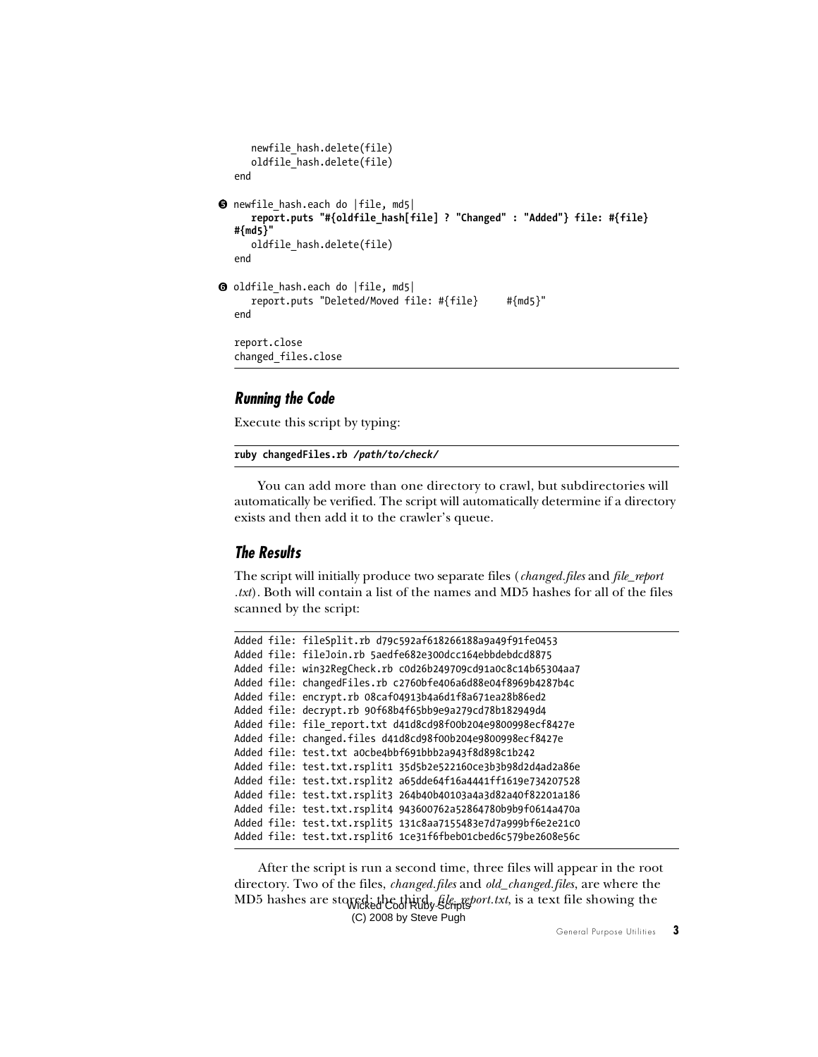```
    newfile_hash.delete(file)
    oldfile_hash.delete(file)
end

❺ newfile_hash.each do |file, md5|
    report.puts "#{oldfile_hash[file] ? "Changed" : "Added"} file: #{file}
#{md5}"
    oldfile_hash.delete(file)
end

❻ oldfile_hash.each do |file, md5|
    report.puts "Deleted/Moved file: #{file}     #{md5}"
end

report.close
changed_files.close
```

### Running the Code

Execute this script by typing:

```
ruby changedFiles.rb /path/to/check/
```

You can add more than one directory to crawl, but subdirectories will automatically be verified. The script will automatically determine if a directory exists and then add it to the crawler's queue.

### The Results

The script will initially produce two separate files (*changed.files* and *file_report .txt*). Both will contain a list of the names and MD5 hashes for all of the files scanned by the script:

```
Added file: fileSplit.rb d79c592af618266188a9a49f91fe0453
Added file: fileJoin.rb 5aedfe682e300dcc164ebbdebdcd8875
Added file: win32RegCheck.rb c0d26b249709cd91a0c8c14b65304aa7
Added file: changedFiles.rb c2760bfe406a6d88e04f8969b4287b4c
Added file: encrypt.rb 08caf04913b4a6d1f8a671ea28b86ed2
Added file: decrypt.rb 90f68b4f65bb9e9a279cd78b182949d4
Added file: file_report.txt d41d8cd98f00b204e9800998ecf8427e
Added file: changed.files d41d8cd98f00b204e9800998ecf8427e
Added file: test.txt a0cbe4bbf691bbb2a943f8d898c1b242
Added file: test.txt.rsplit1 35d5b2e522160ce3b3b98d2d4ad2a86e
Added file: test.txt.rsplit2 a65dde64f16a4441ff1619e734207528
Added file: test.txt.rsplit3 264b40b40103a4a3d82a40f82201a186
Added file: test.txt.rsplit4 943600762a52864780b9b9f0614a470a
Added file: test.txt.rsplit5 131c8aa7155483e7d7a999bf6e2e21c0
Added file: test.txt.rsplit6 1ce31f6fbeb01cbed6c579be2608e56c
```

After the script is run a second time, three files will appear in the root directory. Two of the files, *changed.files* and *old_changed.files*, are where the MD5 hashes are stored; the third, *file_report.txt*, is a text file showing the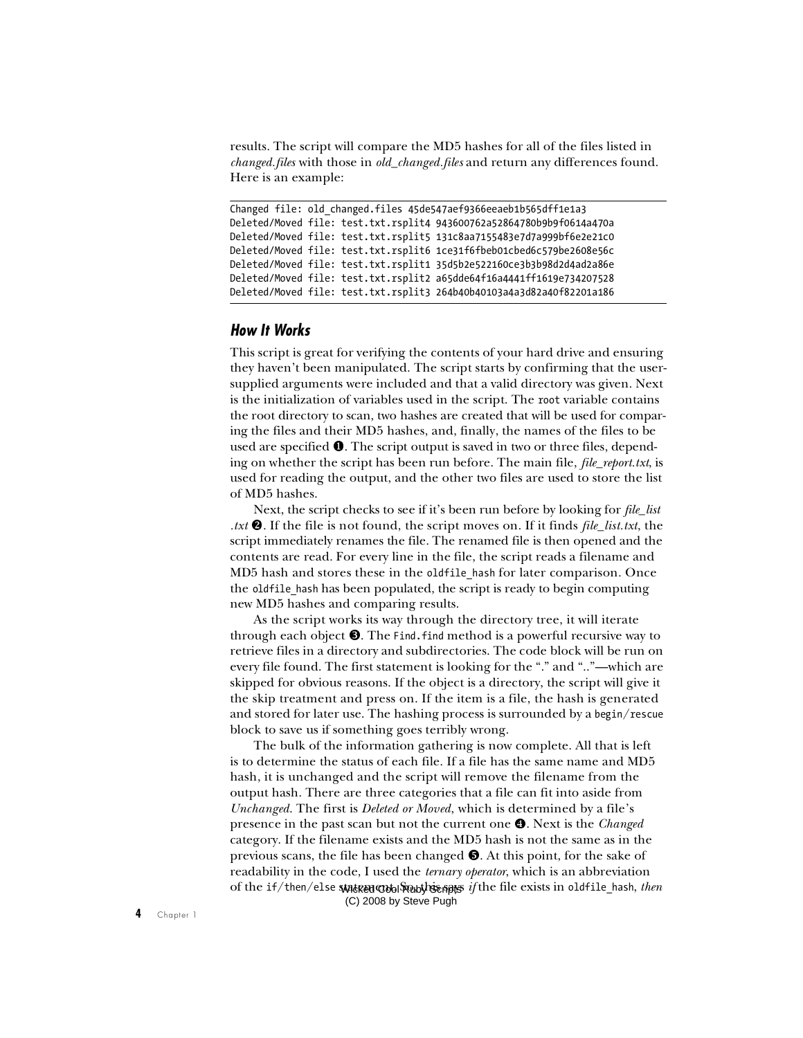results. The script will compare the MD5 hashes for all of the files listed in *changed.files* with those in *old_changed.files* and return any differences found. Here is an example:

```
Changed file: old_changed.files 45de547aef9366eeaeb1b565dff1e1a3
Deleted/Moved file: test.txt.rsplit4 943600762a52864780b9b9f0614a470a
Deleted/Moved file: test.txt.rsplit5 131c8aa7155483e7d7a999bf6e2e21c0
Deleted/Moved file: test.txt.rsplit6 1ce31f6fbeb01cbed6c579be2608e56c
Deleted/Moved file: test.txt.rsplit1 35d5b2e522160ce3b3b98d2d4ad2a86e
Deleted/Moved file: test.txt.rsplit2 a65dde64f16a4441ff1619e734207528
Deleted/Moved file: test.txt.rsplit3 264b40b40103a4a3d82a40f82201a186
```

### How It Works

This script is great for verifying the contents of your hard drive and ensuring they haven't been manipulated. The script starts by confirming that the user-supplied arguments were included and that a valid directory was given. Next is the initialization of variables used in the script. The `root` variable contains the root directory to scan, two hashes are created that will be used for comparing the files and their MD5 hashes, and, finally, the names of the files to be used are specified ❶. The script output is saved in two or three files, depending on whether the script has been run before. The main file, *file_report.txt*, is used for reading the output, and the other two files are used to store the list of MD5 hashes.

Next, the script checks to see if it's been run before by looking for *file_list.txt* ❷. If the file is not found, the script moves on. If it finds *file_list.txt*, the script immediately renames the file. The renamed file is then opened and the contents are read. For every line in the file, the script reads a filename and MD5 hash and stores these in the `oldfile_hash` for later comparison. Once the `oldfile_hash` has been populated, the script is ready to begin computing new MD5 hashes and comparing results.

As the script works its way through the directory tree, it will iterate through each object ❸. The `Find.find` method is a powerful recursive way to retrieve files in a directory and subdirectories. The code block will be run on every file found. The first statement is looking for the "." and ".."—which are skipped for obvious reasons. If the object is a directory, the script will give it the skip treatment and press on. If the item is a file, the hash is generated and stored for later use. The hashing process is surrounded by a `begin/rescue` block to save us if something goes terribly wrong.

The bulk of the information gathering is now complete. All that is left is to determine the status of each file. If a file has the same name and MD5 hash, it is unchanged and the script will remove the filename from the output hash. There are three categories that a file can fit into aside from *Unchanged*. The first is *Deleted or Moved*, which is determined by a file's presence in the past scan but not the current one ❹. Next is the *Changed* category. If the filename exists and the MD5 hash is not the same as in the previous scans, the file has been changed ❺. At this point, for the sake of readability in the code, I used the *ternary operator*, which is an abbreviation of the `if/then/else` statement. So this says *if* the file exists in `oldfile_hash`, *then*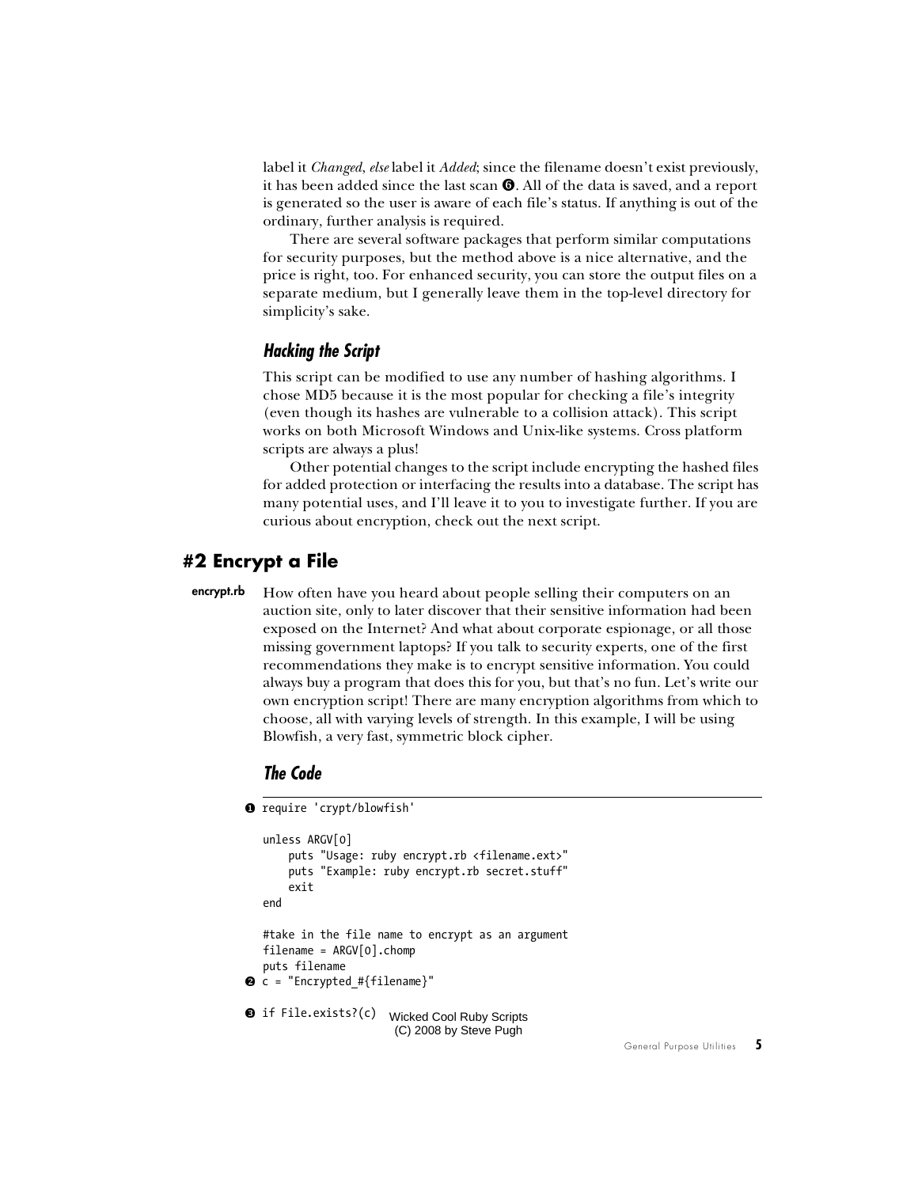label it *Changed*, *else* label it *Added*; since the filename doesn't exist previously, it has been added since the last scan ❻. All of the data is saved, and a report is generated so the user is aware of each file's status. If anything is out of the ordinary, further analysis is required.

There are several software packages that perform similar computations for security purposes, but the method above is a nice alternative, and the price is right, too. For enhanced security, you can store the output files on a separate medium, but I generally leave them in the top-level directory for simplicity's sake.

### Hacking the Script

This script can be modified to use any number of hashing algorithms. I chose MD5 because it is the most popular for checking a file's integrity (even though its hashes are vulnerable to a collision attack). This script works on both Microsoft Windows and Unix-like systems. Cross platform scripts are always a plus!

Other potential changes to the script include encrypting the hashed files for added protection or interfacing the results into a database. The script has many potential uses, and I'll leave it to you to investigate further. If you are curious about encryption, check out the next script.

## #2 Encrypt a File

**encrypt.rb**

How often have you heard about people selling their computers on an auction site, only to later discover that their sensitive information had been exposed on the Internet? And what about corporate espionage, or all those missing government laptops? If you talk to security experts, one of the first recommendations they make is to encrypt sensitive information. You could always buy a program that does this for you, but that's no fun. Let's write our own encryption script! There are many encryption algorithms from which to choose, all with varying levels of strength. In this example, I will be using Blowfish, a very fast, symmetric block cipher.

### The Code

```
❶ require 'crypt/blowfish'

  unless ARGV[0]
      puts "Usage: ruby encrypt.rb <filename.ext>"
      puts "Example: ruby encrypt.rb secret.stuff"
      exit
  end

  #take in the file name to encrypt as an argument
  filename = ARGV[0].chomp
  puts filename
❷ c = "Encrypted_#{filename}"

❸ if File.exists?(c)
```

Wicked Cool Ruby Scripts
(C) 2008 by Steve Pugh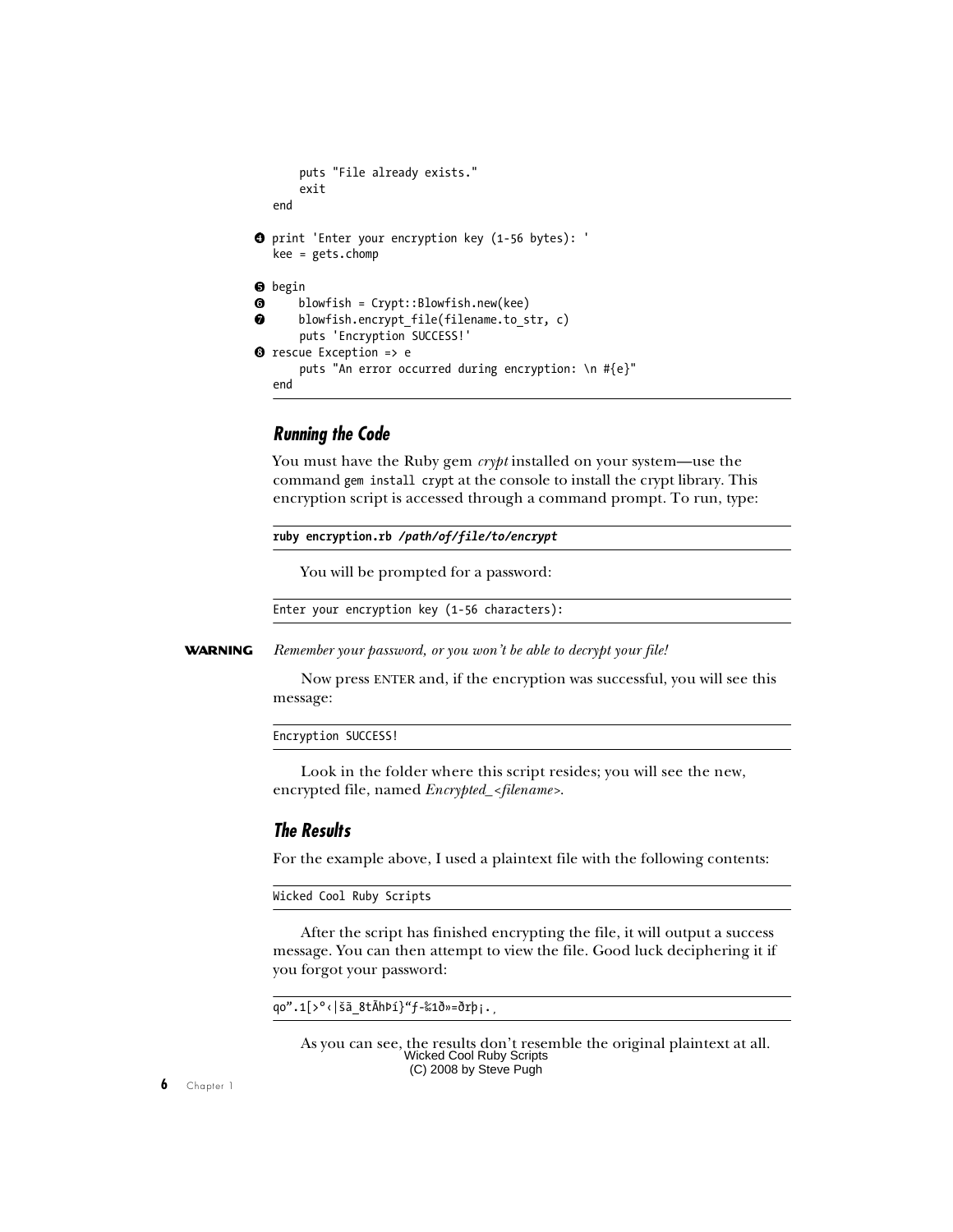```
    puts "File already exists."
    exit
end

❹ print 'Enter your encryption key (1-56 bytes): '
kee = gets.chomp

❺ begin
❻     blowfish = Crypt::Blowfish.new(kee)
❼     blowfish.encrypt_file(filename.to_str, c)
      puts 'Encryption SUCCESS!'
❽ rescue Exception => e
      puts "An error occurred during encryption: \n #{e}"
end
```

### Running the Code

You must have the Ruby gem *crypt* installed on your system—use the command `gem install crypt` at the console to install the crypt library. This encryption script is accessed through a command prompt. To run, type:

```
ruby encryption.rb /path/of/file/to/encrypt
```

You will be prompted for a password:

```
Enter your encryption key (1-56 characters):
```

**WARNING** *Remember your password, or you won't be able to decrypt your file!*

Now press ENTER and, if the encryption was successful, you will see this message:

```
Encryption SUCCESS!
```

Look in the folder where this script resides; you will see the new, encrypted file, named *Encrypted_<filename>*.

### The Results

For the example above, I used a plaintext file with the following contents:

```
Wicked Cool Ruby Scripts
```

After the script has finished encrypting the file, it will output a success message. You can then attempt to view the file. Good luck deciphering it if you forgot your password:

```
qo".1[>°‹|šã_8tÃhÞí}"ƒ-‰1ð»=ðrþ¡.¸
```

As you can see, the results don't resemble the original plaintext at all.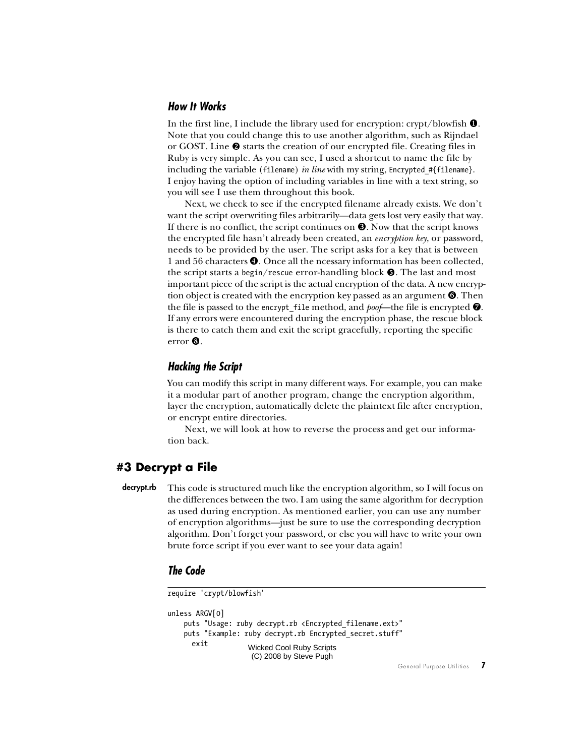### How It Works

In the first line, I include the library used for encryption: crypt/blowfish ❶. Note that you could change this to use another algorithm, such as Rijndael or GOST. Line ❷ starts the creation of our encrypted file. Creating files in Ruby is very simple. As you can see, I used a shortcut to name the file by including the variable (`filename`) *in line* with my string, `Encrypted_#{filename}`. I enjoy having the option of including variables in line with a text string, so you will see I use them throughout this book.

Next, we check to see if the encrypted filename already exists. We don't want the script overwriting files arbitrarily—data gets lost very easily that way. If there is no conflict, the script continues on ❸. Now that the script knows the encrypted file hasn't already been created, an *encryption key*, or password, needs to be provided by the user. The script asks for a key that is between 1 and 56 characters ❹. Once all the ncessary information has been collected, the script starts a `begin/rescue` error-handling block ❺. The last and most important piece of the script is the actual encryption of the data. A new encryption object is created with the encryption key passed as an argument ❻. Then the file is passed to the `encrypt_file` method, and *poof*—the file is encrypted ❼. If any errors were encountered during the encryption phase, the rescue block is there to catch them and exit the script gracefully, reporting the specific error ❽.

### Hacking the Script

You can modify this script in many different ways. For example, you can make it a modular part of another program, change the encryption algorithm, layer the encryption, automatically delete the plaintext file after encryption, or encrypt entire directories.

Next, we will look at how to reverse the process and get our information back.

## #3 Decrypt a File

**decrypt.rb**

This code is structured much like the encryption algorithm, so I will focus on the differences between the two. I am using the same algorithm for decryption as used during encryption. As mentioned earlier, you can use any number of encryption algorithms—just be sure to use the corresponding decryption algorithm. Don't forget your password, or else you will have to write your own brute force script if you ever want to see your data again!

### The Code

```
require 'crypt/blowfish'

unless ARGV[0]
    puts "Usage: ruby decrypt.rb <Encrypted_filename.ext>"
    puts "Example: ruby decrypt.rb Encrypted_secret.stuff"
      exit
```

Wicked Cool Ruby Scripts
(C) 2008 by Steve Pugh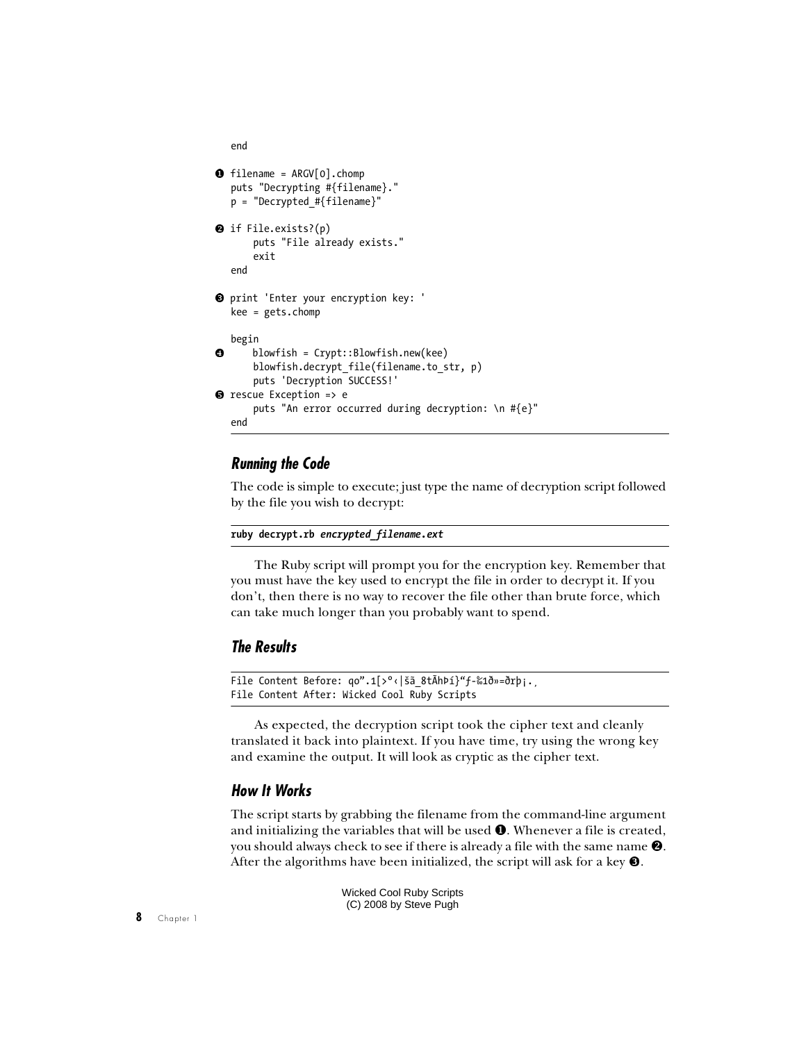```
end

❶ filename = ARGV[0].chomp
puts "Decrypting #{filename}."
p = "Decrypted_#{filename}"

❷ if File.exists?(p)
     puts "File already exists."
     exit
end

❸ print 'Enter your encryption key: '
kee = gets.chomp

begin
❹     blowfish = Crypt::Blowfish.new(kee)
     blowfish.decrypt_file(filename.to_str, p)
     puts 'Decryption SUCCESS!'
❺ rescue Exception => e
     puts "An error occurred during decryption: \n #{e}"
end
```

### Running the Code

The code is simple to execute; just type the name of decryption script followed by the file you wish to decrypt:

```
ruby decrypt.rb encrypted_filename.ext
```

The Ruby script will prompt you for the encryption key. Remember that you must have the key used to encrypt the file in order to decrypt it. If you don't, then there is no way to recover the file other than brute force, which can take much longer than you probably want to spend.

### The Results

```
File Content Before: qo".1[>°‹|šã_8tÃhÞí}"ƒ-‰1ð»=ðrþ¡.¸
File Content After: Wicked Cool Ruby Scripts
```

As expected, the decryption script took the cipher text and cleanly translated it back into plaintext. If you have time, try using the wrong key and examine the output. It will look as cryptic as the cipher text.

### How It Works

The script starts by grabbing the filename from the command-line argument and initializing the variables that will be used ❶. Whenever a file is created, you should always check to see if there is already a file with the same name ❷. After the algorithms have been initialized, the script will ask for a key ❸.

Wicked Cool Ruby Scripts
(C) 2008 by Steve Pugh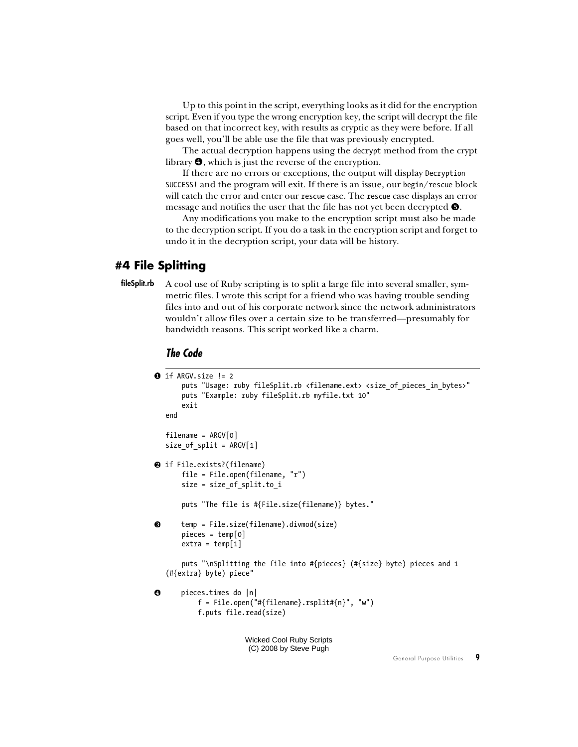Up to this point in the script, everything looks as it did for the encryption script. Even if you type the wrong encryption key, the script will decrypt the file based on that incorrect key, with results as cryptic as they were before. If all goes well, you'll be able use the file that was previously encrypted.

The actual decryption happens using the `decrypt` method from the crypt library ❹, which is just the reverse of the encryption.

If there are no errors or exceptions, the output will display `Decryption SUCCESS!` and the program will exit. If there is an issue, our `begin`/`rescue` block will catch the error and enter our `rescue` case. The `rescue` case displays an error message and notifies the user that the file has not yet been decrypted ❺.

Any modifications you make to the encryption script must also be made to the decryption script. If you do a task in the encryption script and forget to undo it in the decryption script, your data will be history.

## #4 File Splitting

**fileSplit.rb**

A cool use of Ruby scripting is to split a large file into several smaller, symmetric files. I wrote this script for a friend who was having trouble sending files into and out of his corporate network since the network administrators wouldn't allow files over a certain size to be transferred—presumably for bandwidth reasons. This script worked like a charm.

### *The Code*

```
❶ if ARGV.size != 2
      puts "Usage: ruby fileSplit.rb <filename.ext> <size_of_pieces_in_bytes>"
      puts "Example: ruby fileSplit.rb myfile.txt 10"
      exit
  end

  filename = ARGV[0]
  size_of_split = ARGV[1]

❷ if File.exists?(filename)
      file = File.open(filename, "r")
      size = size_of_split.to_i

      puts "The file is #{File.size(filename)} bytes."

❸     temp = File.size(filename).divmod(size)
      pieces = temp[0]
      extra = temp[1]

      puts "\nSplitting the file into #{pieces} (#{size} byte) pieces and 1
  (#{extra} byte) piece"

❹     pieces.times do |n|
          f = File.open("#{filename}.rsplit#{n}", "w")
          f.puts file.read(size)
```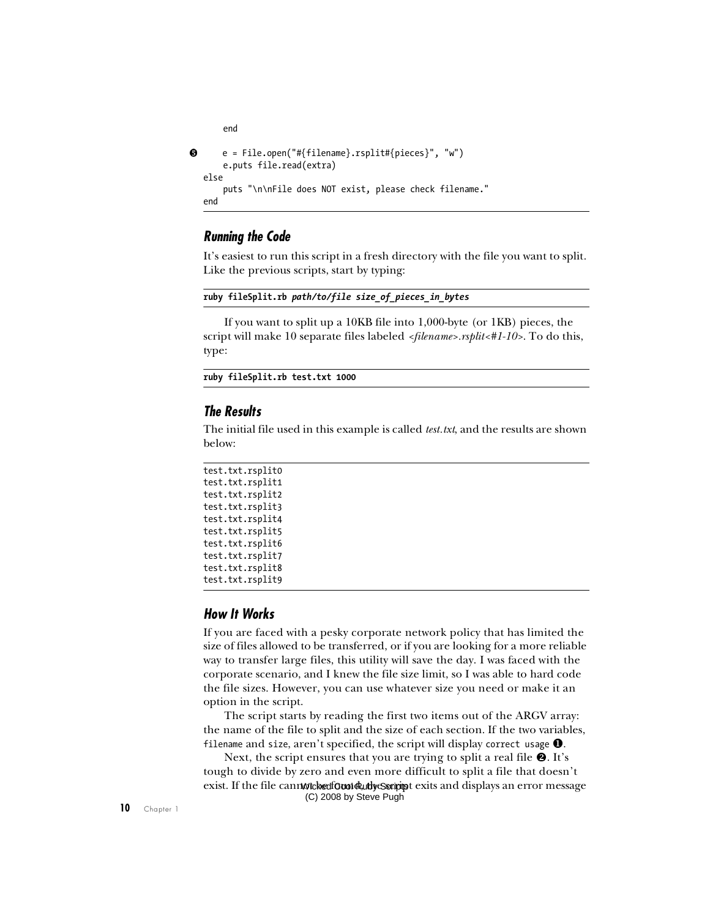```
    end

❺   e = File.open("#{filename}.rsplit#{pieces}", "w")
    e.puts file.read(extra)
else
    puts "\n\nFile does NOT exist, please check filename."
end
```

### Running the Code

It's easiest to run this script in a fresh directory with the file you want to split. Like the previous scripts, start by typing:

```
ruby fileSplit.rb path/to/file size_of_pieces_in_bytes
```

If you want to split up a 10KB file into 1,000-byte (or 1KB) pieces, the script will make 10 separate files labeled *<filename>.rsplit<#1-10>*. To do this, type:

```
ruby fileSplit.rb test.txt 1000
```

### The Results

The initial file used in this example is called *test.txt*, and the results are shown below:

```
test.txt.rsplit0
test.txt.rsplit1
test.txt.rsplit2
test.txt.rsplit3
test.txt.rsplit4
test.txt.rsplit5
test.txt.rsplit6
test.txt.rsplit7
test.txt.rsplit8
test.txt.rsplit9
```

### How It Works

If you are faced with a pesky corporate network policy that has limited the size of files allowed to be transferred, or if you are looking for a more reliable way to transfer large files, this utility will save the day. I was faced with the corporate scenario, and I knew the file size limit, so I was able to hard code the file sizes. However, you can use whatever size you need or make it an option in the script.

The script starts by reading the first two items out of the ARGV array: the name of the file to split and the size of each section. If the two variables, `filename` and `size`, aren't specified, the script will display `correct usage` ❶.

Next, the script ensures that you are trying to split a real file ❷. It's tough to divide by zero and even more difficult to split a file that doesn't exist. If the file cannot be found, the script exits and displays an error message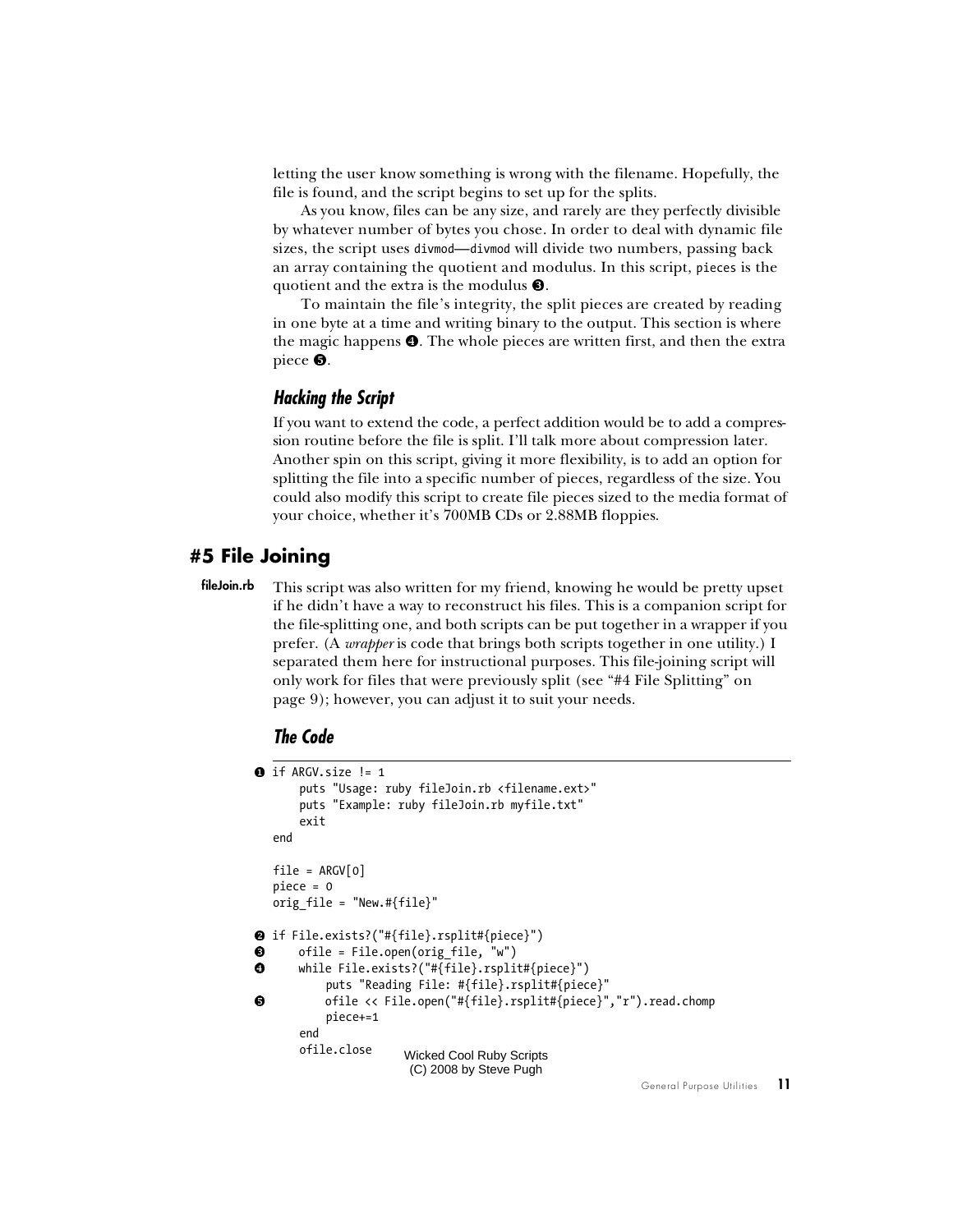letting the user know something is wrong with the filename. Hopefully, the file is found, and the script begins to set up for the splits.

As you know, files can be any size, and rarely are they perfectly divisible by whatever number of bytes you chose. In order to deal with dynamic file sizes, the script uses `divmod`—`divmod` will divide two numbers, passing back an array containing the quotient and modulus. In this script, `pieces` is the quotient and the `extra` is the modulus ❸.

To maintain the file's integrity, the split pieces are created by reading in one byte at a time and writing binary to the output. This section is where the magic happens ❹. The whole pieces are written first, and then the extra piece ❺.

### *Hacking the Script*

If you want to extend the code, a perfect addition would be to add a compression routine before the file is split. I'll talk more about compression later. Another spin on this script, giving it more flexibility, is to add an option for splitting the file into a specific number of pieces, regardless of the size. You could also modify this script to create file pieces sized to the media format of your choice, whether it's 700MB CDs or 2.88MB floppies.

## #5 File Joining

**fileJoin.rb**

This script was also written for my friend, knowing he would be pretty upset if he didn't have a way to reconstruct his files. This is a companion script for the file-splitting one, and both scripts can be put together in a wrapper if you prefer. (A *wrapper* is code that brings both scripts together in one utility.) I separated them here for instructional purposes. This file-joining script will only work for files that were previously split (see "#4 File Splitting" on page 9); however, you can adjust it to suit your needs.

### *The Code*

```
❶ if ARGV.size != 1
      puts "Usage: ruby fileJoin.rb <filename.ext>"
      puts "Example: ruby fileJoin.rb myfile.txt"
      exit
  end

  file = ARGV[0]
  piece = 0
  orig_file = "New.#{file}"

❷ if File.exists?("#{file}.rsplit#{piece}")
❸     ofile = File.open(orig_file, "w")
❹     while File.exists?("#{file}.rsplit#{piece}")
          puts "Reading File: #{file}.rsplit#{piece}"
❺         ofile << File.open("#{file}.rsplit#{piece}","r").read.chomp
          piece+=1
      end
      ofile.close
```

Wicked Cool Ruby Scripts
(C) 2008 by Steve Pugh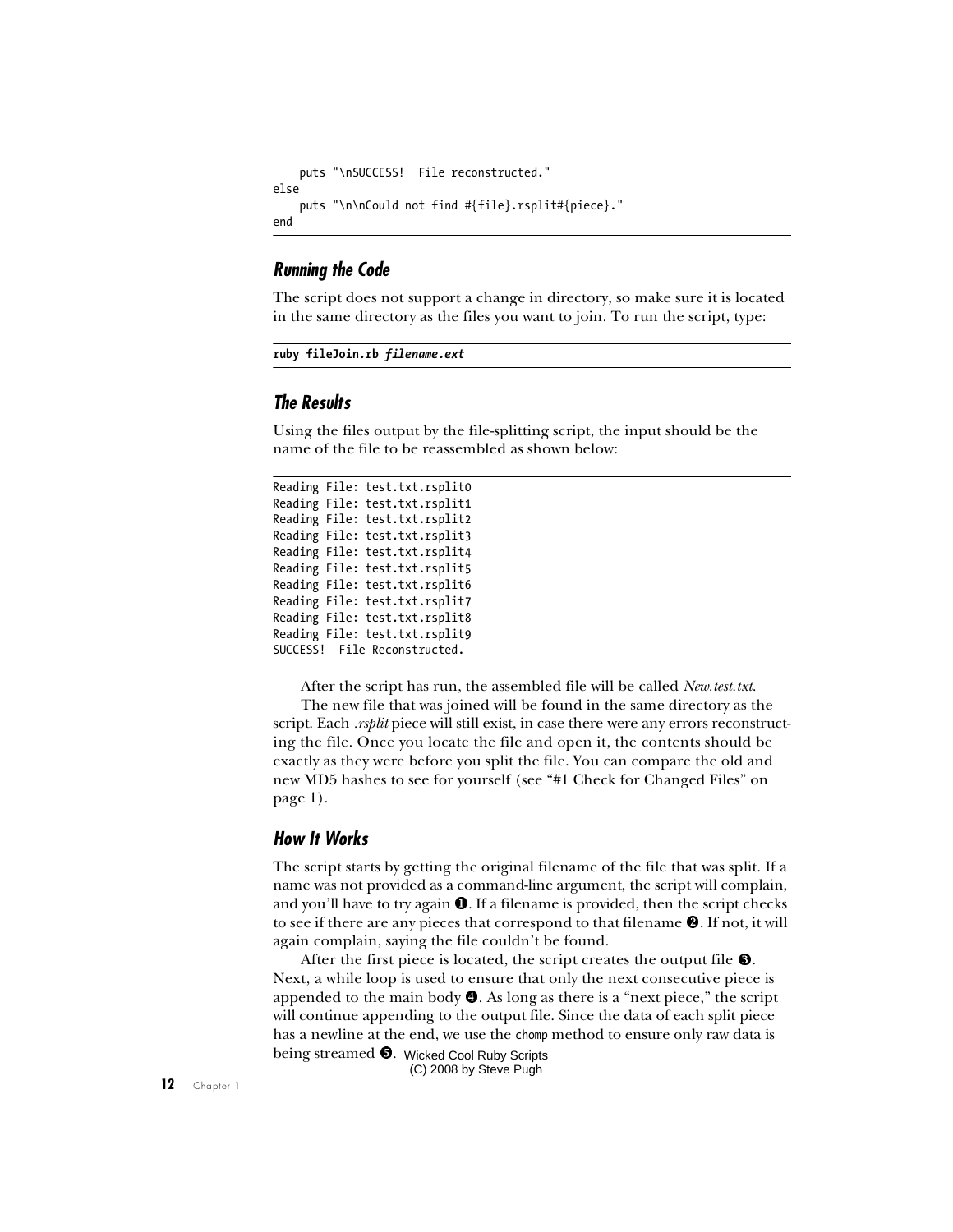```
    puts "\nSUCCESS!  File reconstructed."
else
    puts "\n\nCould not find #{file}.rsplit#{piece}."
end
```

### Running the Code

The script does not support a change in directory, so make sure it is located in the same directory as the files you want to join. To run the script, type:

```
ruby fileJoin.rb filename.ext
```

### The Results

Using the files output by the file-splitting script, the input should be the name of the file to be reassembled as shown below:

```
Reading File: test.txt.rsplit0
Reading File: test.txt.rsplit1
Reading File: test.txt.rsplit2
Reading File: test.txt.rsplit3
Reading File: test.txt.rsplit4
Reading File: test.txt.rsplit5
Reading File: test.txt.rsplit6
Reading File: test.txt.rsplit7
Reading File: test.txt.rsplit8
Reading File: test.txt.rsplit9
SUCCESS!  File Reconstructed.
```

After the script has run, the assembled file will be called *New.test.txt*.

The new file that was joined will be found in the same directory as the script. Each *.rsplit* piece will still exist, in case there were any errors reconstructing the file. Once you locate the file and open it, the contents should be exactly as they were before you split the file. You can compare the old and new MD5 hashes to see for yourself (see "#1 Check for Changed Files" on page 1).

### How It Works

The script starts by getting the original filename of the file that was split. If a name was not provided as a command-line argument, the script will complain, and you'll have to try again ❶. If a filename is provided, then the script checks to see if there are any pieces that correspond to that filename ❷. If not, it will again complain, saying the file couldn't be found.

After the first piece is located, the script creates the output file ❸. Next, a while loop is used to ensure that only the next consecutive piece is appended to the main body ❹. As long as there is a "next piece," the script will continue appending to the output file. Since the data of each split piece has a newline at the end, we use the `chomp` method to ensure only raw data is being streamed ❺.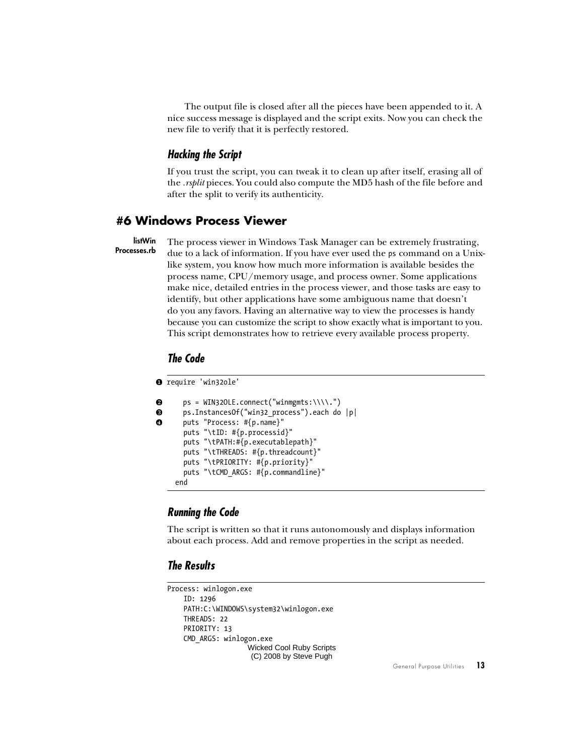The output file is closed after all the pieces have been appended to it. A nice success message is displayed and the script exits. Now you can check the new file to verify that it is perfectly restored.

### Hacking the Script

If you trust the script, you can tweak it to clean up after itself, erasing all of the *.rsplit* pieces. You could also compute the MD5 hash of the file before and after the split to verify its authenticity.

## #6 Windows Process Viewer

**listWinProcesses.rb**

The process viewer in Windows Task Manager can be extremely frustrating, due to a lack of information. If you have ever used the `ps` command on a Unix-like system, you know how much more information is available besides the process name, CPU/memory usage, and process owner. Some applications make nice, detailed entries in the process viewer, and those tasks are easy to identify, but other applications have some ambiguous name that doesn't do you any favors. Having an alternative way to view the processes is handy because you can customize the script to show exactly what is important to you. This script demonstrates how to retrieve every available process property.

### The Code

```
❶ require 'win32ole'

❷     ps = WIN32OLE.connect("winmgmts:\\\\.")
❸     ps.InstancesOf("win32_process").each do |p|
❹     puts "Process: #{p.name}"
      puts "\tID: #{p.processid}"
      puts "\tPATH:#{p.executablepath}"
      puts "\tTHREADS: #{p.threadcount}"
      puts "\tPRIORITY: #{p.priority}"
      puts "\tCMD_ARGS: #{p.commandline}"
    end
```

### Running the Code

The script is written so that it runs autonomously and displays information about each process. Add and remove properties in the script as needed.

### The Results

```
Process: winlogon.exe
    ID: 1296
    PATH:C:\WINDOWS\system32\winlogon.exe
    THREADS: 22
    PRIORITY: 13
    CMD_ARGS: winlogon.exe
```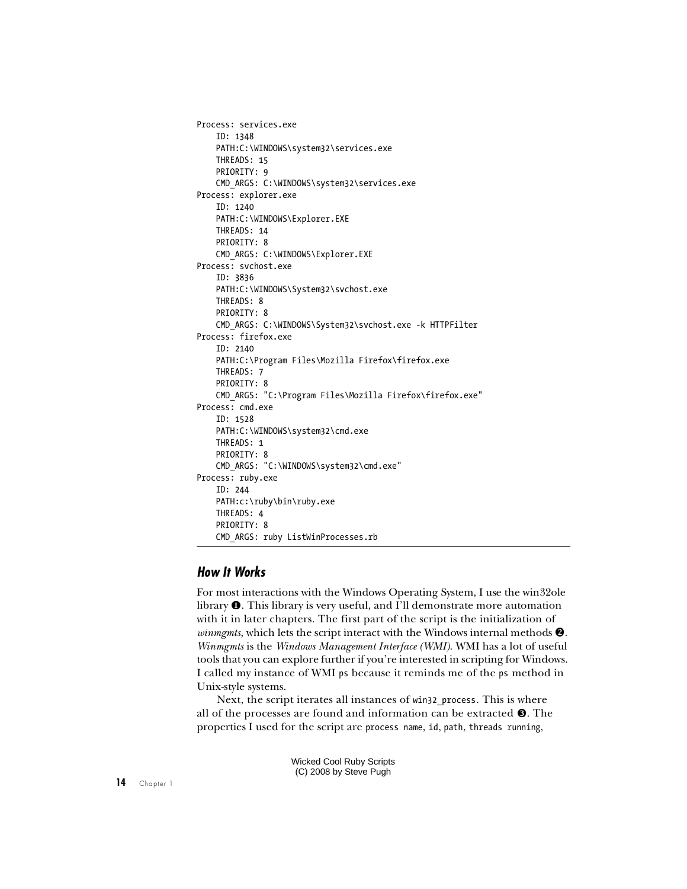```
Process: services.exe
    ID: 1348
    PATH:C:\WINDOWS\system32\services.exe
    THREADS: 15
    PRIORITY: 9
    CMD_ARGS: C:\WINDOWS\system32\services.exe
Process: explorer.exe
    ID: 1240
    PATH:C:\WINDOWS\Explorer.EXE
    THREADS: 14
    PRIORITY: 8
    CMD_ARGS: C:\WINDOWS\Explorer.EXE
Process: svchost.exe
    ID: 3836
    PATH:C:\WINDOWS\System32\svchost.exe
    THREADS: 8
    PRIORITY: 8
    CMD_ARGS: C:\WINDOWS\System32\svchost.exe -k HTTPFilter
Process: firefox.exe
    ID: 2140
    PATH:C:\Program Files\Mozilla Firefox\firefox.exe
    THREADS: 7
    PRIORITY: 8
    CMD_ARGS: "C:\Program Files\Mozilla Firefox\firefox.exe"
Process: cmd.exe
    ID: 1528
    PATH:C:\WINDOWS\system32\cmd.exe
    THREADS: 1
    PRIORITY: 8
    CMD_ARGS: "C:\WINDOWS\system32\cmd.exe"
Process: ruby.exe
    ID: 244
    PATH:c:\ruby\bin\ruby.exe
    THREADS: 4
    PRIORITY: 8
    CMD_ARGS: ruby ListWinProcesses.rb
```

### *How It Works*

For most interactions with the Windows Operating System, I use the win32ole library ❶. This library is very useful, and I'll demonstrate more automation with it in later chapters. The first part of the script is the initialization of *winmgmts*, which lets the script interact with the Windows internal methods ❷. *Winmgmts* is the *Windows Management Interface (WMI)*. WMI has a lot of useful tools that you can explore further if you're interested in scripting for Windows. I called my instance of WMI `ps` because it reminds me of the `ps` method in Unix-style systems.

Next, the script iterates all instances of `win32_process`. This is where all of the processes are found and information can be extracted ❸. The properties I used for the script are `process name`, `id`, `path`, `threads running`,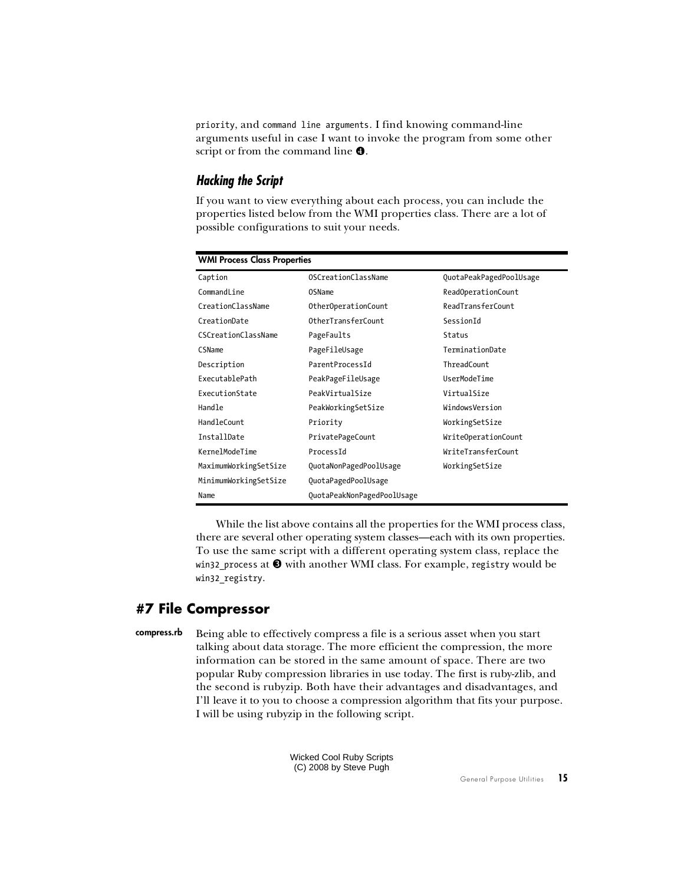`priority`, and `command line arguments`. I find knowing command-line arguments useful in case I want to invoke the program from some other script or from the command line ❹.

### *Hacking the Script*

If you want to view everything about each process, you can include the properties listed below from the WMI properties class. There are a lot of possible configurations to suit your needs.

| WMI Process Class Properties | | |
|---|---|---|
| `Caption` | `OSCreationClassName` | `QuotaPeakPagedPoolUsage` |
| `CommandLine` | `OSName` | `ReadOperationCount` |
| `CreationClassName` | `OtherOperationCount` | `ReadTransferCount` |
| `CreationDate` | `OtherTransferCount` | `SessionId` |
| `CSCreationClassName` | `PageFaults` | `Status` |
| `CSName` | `PageFileUsage` | `TerminationDate` |
| `Description` | `ParentProcessId` | `ThreadCount` |
| `ExecutablePath` | `PeakPageFileUsage` | `UserModeTime` |
| `ExecutionState` | `PeakVirtualSize` | `VirtualSize` |
| `Handle` | `PeakWorkingSetSize` | `WindowsVersion` |
| `HandleCount` | `Priority` | `WorkingSetSize` |
| `InstallDate` | `PrivatePageCount` | `WriteOperationCount` |
| `KernelModeTime` | `ProcessId` | `WriteTransferCount` |
| `MaximumWorkingSetSize` | `QuotaNonPagedPoolUsage` | `WorkingSetSize` |
| `MinimumWorkingSetSize` | `QuotaPagedPoolUsage` | |
| `Name` | `QuotaPeakNonPagedPoolUsage` | |

While the list above contains all the properties for the WMI process class, there are several other operating system classes—each with its own properties. To use the same script with a different operating system class, replace the `win32_process` at ❸ with another WMI class. For example, `registry` would be `win32_registry`.

## #7 File Compressor

**compress.rb**

Being able to effectively compress a file is a serious asset when you start talking about data storage. The more efficient the compression, the more information can be stored in the same amount of space. There are two popular Ruby compression libraries in use today. The first is ruby-zlib, and the second is rubyzip. Both have their advantages and disadvantages, and I'll leave it to you to choose a compression algorithm that fits your purpose. I will be using rubyzip in the following script.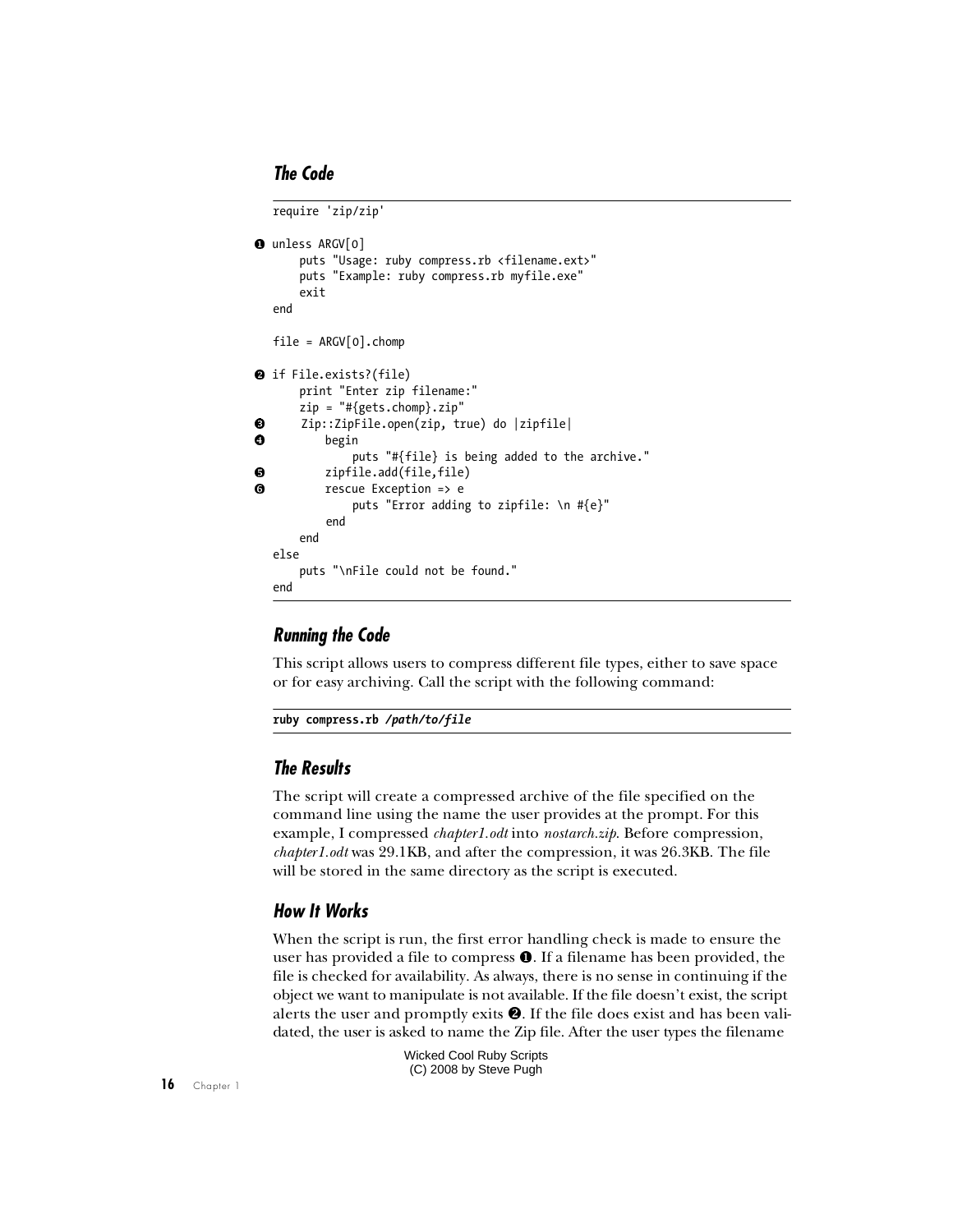### The Code

```
require 'zip/zip'

❶ unless ARGV[0]
      puts "Usage: ruby compress.rb <filename.ext>"
      puts "Example: ruby compress.rb myfile.exe"
      exit
  end

  file = ARGV[0].chomp

❷ if File.exists?(file)
      print "Enter zip filename:"
      zip = "#{gets.chomp}.zip"
❸     Zip::ZipFile.open(zip, true) do |zipfile|
❹         begin
              puts "#{file} is being added to the archive."
❺         zipfile.add(file,file)
❻         rescue Exception => e
              puts "Error adding to zipfile: \n #{e}"
          end
      end
  else
      puts "\nFile could not be found."
  end
```

### Running the Code

This script allows users to compress different file types, either to save space or for easy archiving. Call the script with the following command:

```
ruby compress.rb /path/to/file
```

### The Results

The script will create a compressed archive of the file specified on the command line using the name the user provides at the prompt. For this example, I compressed *chapter1.odt* into *nostarch.zip*. Before compression, *chapter1.odt* was 29.1KB, and after the compression, it was 26.3KB. The file will be stored in the same directory as the script is executed.

### How It Works

When the script is run, the first error handling check is made to ensure the user has provided a file to compress ❶. If a filename has been provided, the file is checked for availability. As always, there is no sense in continuing if the object we want to manipulate is not available. If the file doesn't exist, the script alerts the user and promptly exits ❷. If the file does exist and has been validated, the user is asked to name the Zip file. After the user types the filename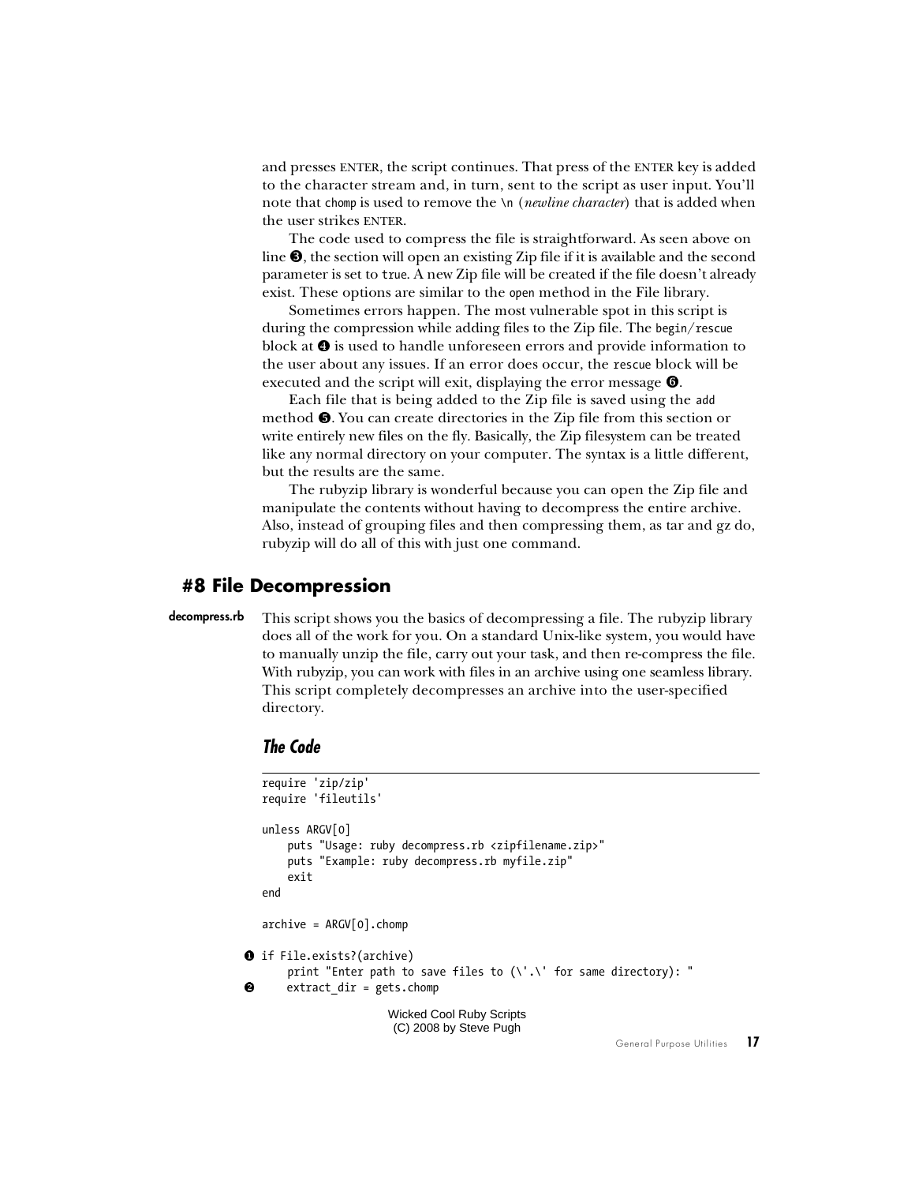and presses ENTER, the script continues. That press of the ENTER key is added to the character stream and, in turn, sent to the script as user input. You'll note that `chomp` is used to remove the `\n` (*newline character*) that is added when the user strikes ENTER.

The code used to compress the file is straightforward. As seen above on line ❸, the section will open an existing Zip file if it is available and the second parameter is set to `true`. A new Zip file will be created if the file doesn't already exist. These options are similar to the `open` method in the File library.

Sometimes errors happen. The most vulnerable spot in this script is during the compression while adding files to the Zip file. The `begin/rescue` block at ❹ is used to handle unforeseen errors and provide information to the user about any issues. If an error does occur, the `rescue` block will be executed and the script will exit, displaying the error message ❻.

Each file that is being added to the Zip file is saved using the `add` method ❺. You can create directories in the Zip file from this section or write entirely new files on the fly. Basically, the Zip filesystem can be treated like any normal directory on your computer. The syntax is a little different, but the results are the same.

The rubyzip library is wonderful because you can open the Zip file and manipulate the contents without having to decompress the entire archive. Also, instead of grouping files and then compressing them, as tar and gz do, rubyzip will do all of this with just one command.

## #8 File Decompression

**decompress.rb**

This script shows you the basics of decompressing a file. The rubyzip library does all of the work for you. On a standard Unix-like system, you would have to manually unzip the file, carry out your task, and then re-compress the file. With rubyzip, you can work with files in an archive using one seamless library. This script completely decompresses an archive into the user-specified directory.

### *The Code*

```
require 'zip/zip'
require 'fileutils'

unless ARGV[0]
    puts "Usage: ruby decompress.rb <zipfilename.zip>"
    puts "Example: ruby decompress.rb myfile.zip"
    exit
end

archive = ARGV[0].chomp

❶ if File.exists?(archive)
    print "Enter path to save files to (\'.\' for same directory): "
❷    extract_dir = gets.chomp
```

Wicked Cool Ruby Scripts
(C) 2008 by Steve Pugh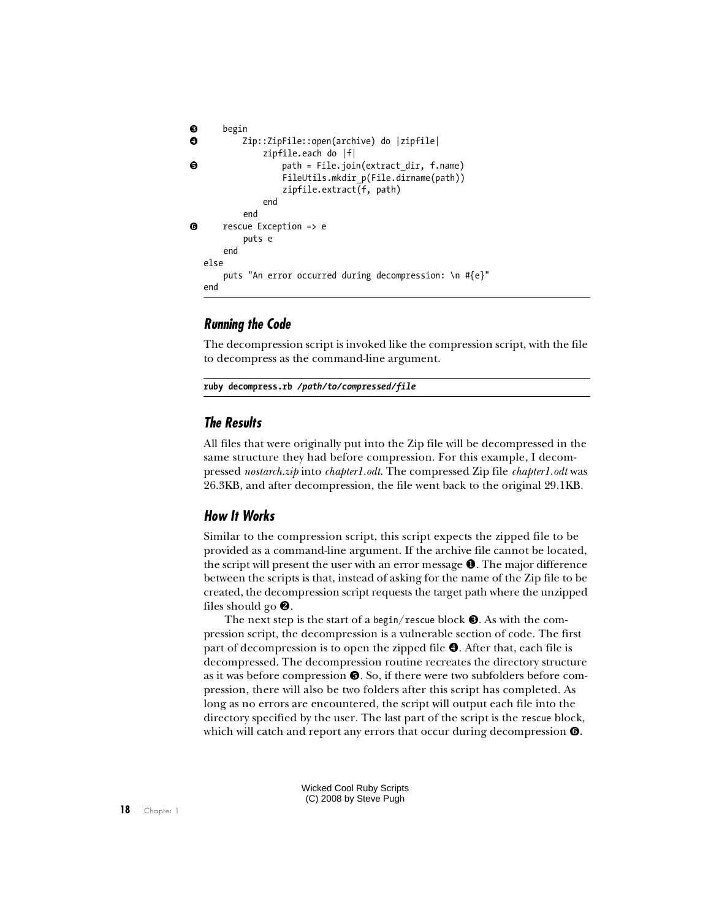```
❸     begin
❹         Zip::ZipFile::open(archive) do |zipfile|
              zipfile.each do |f|
❺                 path = File.join(extract_dir, f.name)
                  FileUtils.mkdir_p(File.dirname(path))
                  zipfile.extract(f, path)
              end
          end
❻     rescue Exception => e
          puts e
      end
  else
      puts "An error occurred during decompression: \n #{e}"
  end
```

### Running the Code

The decompression script is invoked like the compression script, with the file to decompress as the command-line argument.

```
ruby decompress.rb /path/to/compressed/file
```

### The Results

All files that were originally put into the Zip file will be decompressed in the same structure they had before compression. For this example, I decompressed *nostarch.zip* into *chapter1.odt*. The compressed Zip file *chapter1.odt* was 26.3KB, and after decompression, the file went back to the original 29.1KB.

### How It Works

Similar to the compression script, this script expects the zipped file to be provided as a command-line argument. If the archive file cannot be located, the script will present the user with an error message ❶. The major difference between the scripts is that, instead of asking for the name of the Zip file to be created, the decompression script requests the target path where the unzipped files should go ❷.

The next step is the start of a `begin`/`rescue` block ❸. As with the compression script, the decompression is a vulnerable section of code. The first part of decompression is to open the zipped file ❹. After that, each file is decompressed. The decompression routine recreates the directory structure as it was before compression ❺. So, if there were two subfolders before compression, there will also be two folders after this script has completed. As long as no errors are encountered, the script will output each file into the directory specified by the user. The last part of the script is the `rescue` block, which will catch and report any errors that occur during decompression ❻.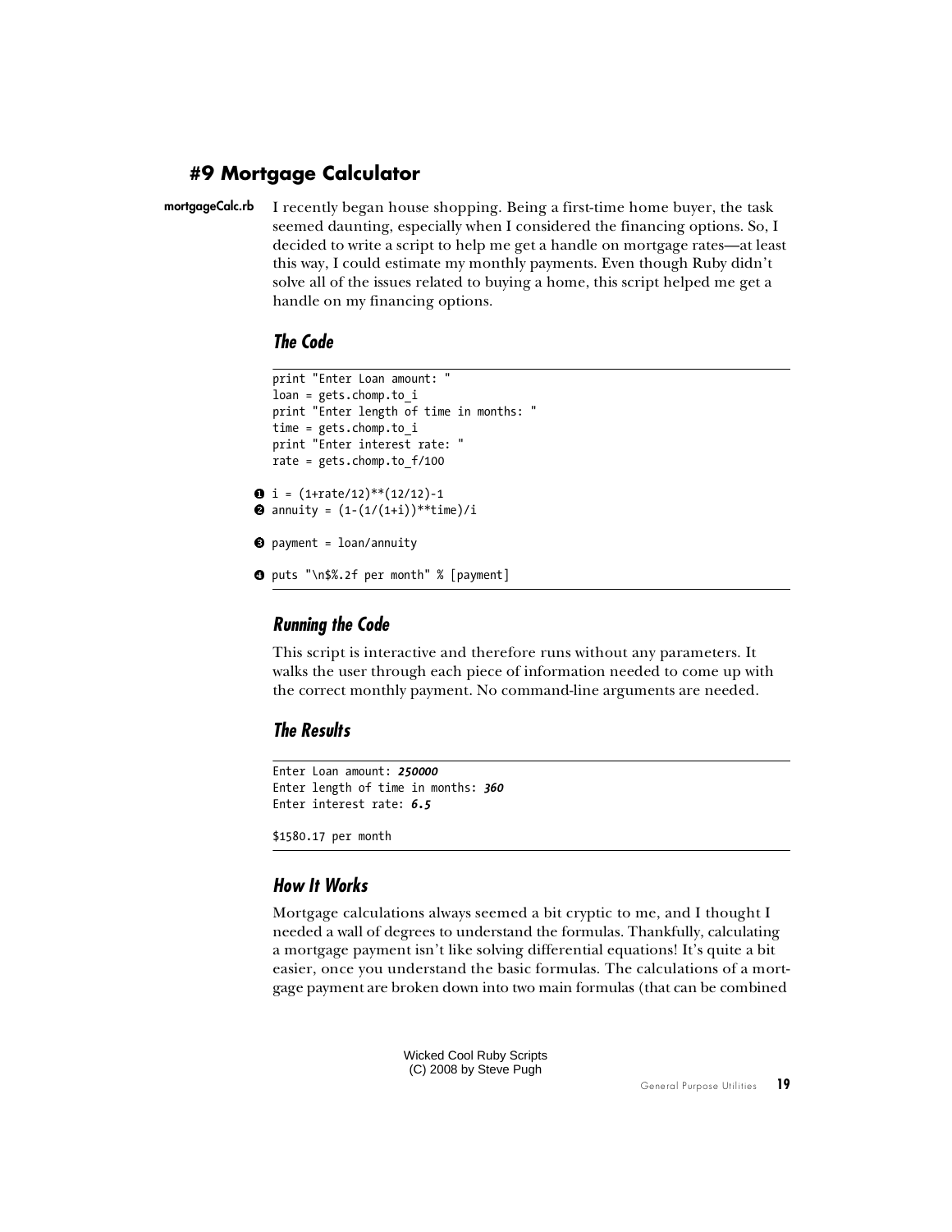## #9 Mortgage Calculator

**mortgageCalc.rb**

I recently began house shopping. Being a first-time home buyer, the task seemed daunting, especially when I considered the financing options. So, I decided to write a script to help me get a handle on mortgage rates—at least this way, I could estimate my monthly payments. Even though Ruby didn't solve all of the issues related to buying a home, this script helped me get a handle on my financing options.

### *The Code*

```
print "Enter Loan amount: "
loan = gets.chomp.to_i
print "Enter length of time in months: "
time = gets.chomp.to_i
print "Enter interest rate: "
rate = gets.chomp.to_f/100

❶ i = (1+rate/12)**(12/12)-1
❷ annuity = (1-(1/(1+i))**time)/i

❸ payment = loan/annuity

❹ puts "\n$%.2f per month" % [payment]
```

### *Running the Code*

This script is interactive and therefore runs without any parameters. It walks the user through each piece of information needed to come up with the correct monthly payment. No command-line arguments are needed.

### *The Results*

```
Enter Loan amount: 250000
Enter length of time in months: 360
Enter interest rate: 6.5

$1580.17 per month
```

### *How It Works*

Mortgage calculations always seemed a bit cryptic to me, and I thought I needed a wall of degrees to understand the formulas. Thankfully, calculating a mortgage payment isn't like solving differential equations! It's quite a bit easier, once you understand the basic formulas. The calculations of a mortgage payment are broken down into two main formulas (that can be combined

Wicked Cool Ruby Scripts
(C) 2008 by Steve Pugh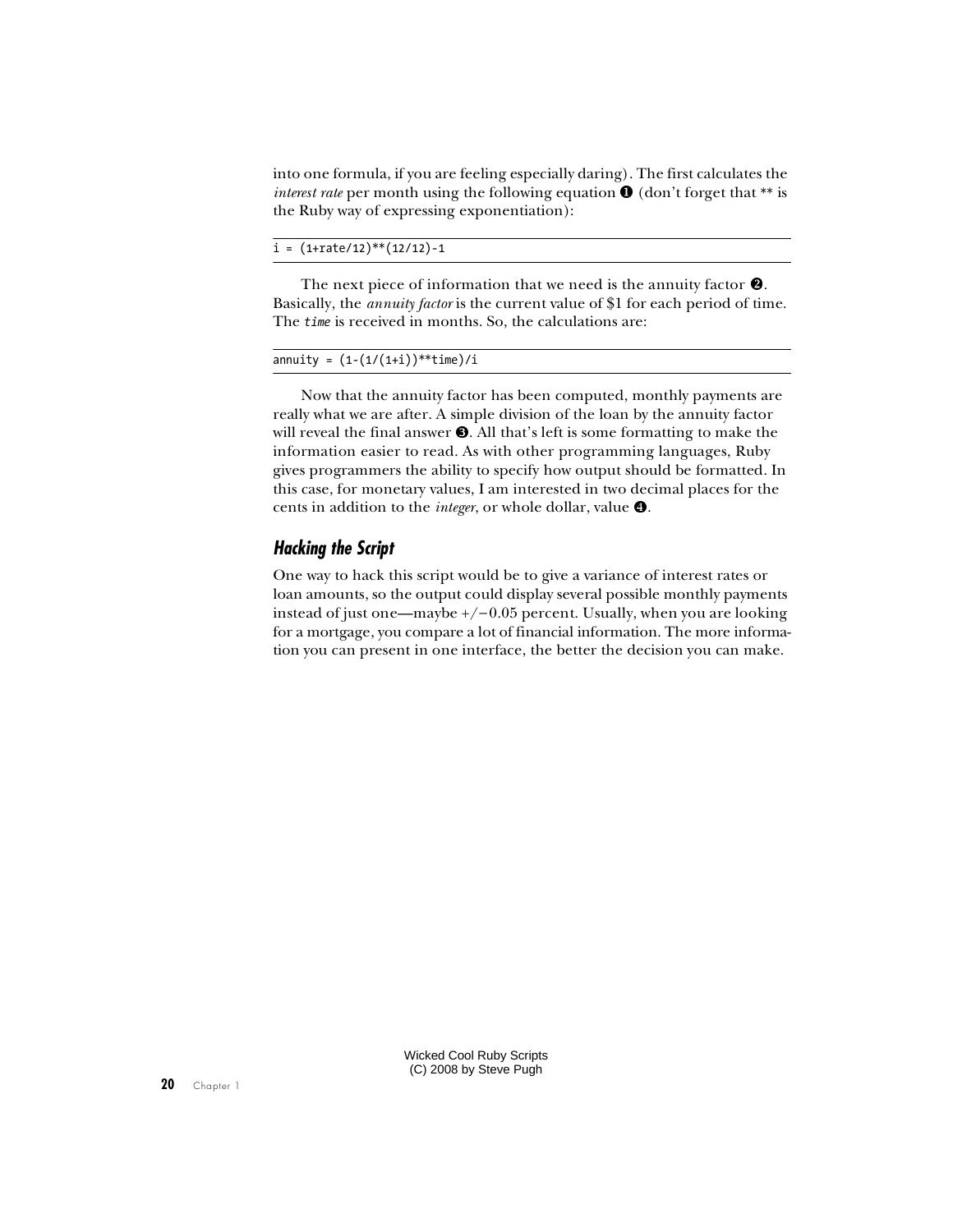into one formula, if you are feeling especially daring). The first calculates the *interest rate* per month using the following equation ❶ (don't forget that ** is the Ruby way of expressing exponentiation):

```
i = (1+rate/12)**(12/12)-1
```

The next piece of information that we need is the annuity factor ❷. Basically, the *annuity factor* is the current value of $1 for each period of time. The `time` is received in months. So, the calculations are:

```
annuity = (1-(1/(1+i))**time)/i
```

Now that the annuity factor has been computed, monthly payments are really what we are after. A simple division of the loan by the annuity factor will reveal the final answer ❸. All that's left is some formatting to make the information easier to read. As with other programming languages, Ruby gives programmers the ability to specify how output should be formatted. In this case, for monetary values, I am interested in two decimal places for the cents in addition to the *integer*, or whole dollar, value ❹.

### Hacking the Script

One way to hack this script would be to give a variance of interest rates or loan amounts, so the output could display several possible monthly payments instead of just one—maybe +/−0.05 percent. Usually, when you are looking for a mortgage, you compare a lot of financial information. The more information you can present in one interface, the better the decision you can make.

Wicked Cool Ruby Scripts
(C) 2008 by Steve Pugh